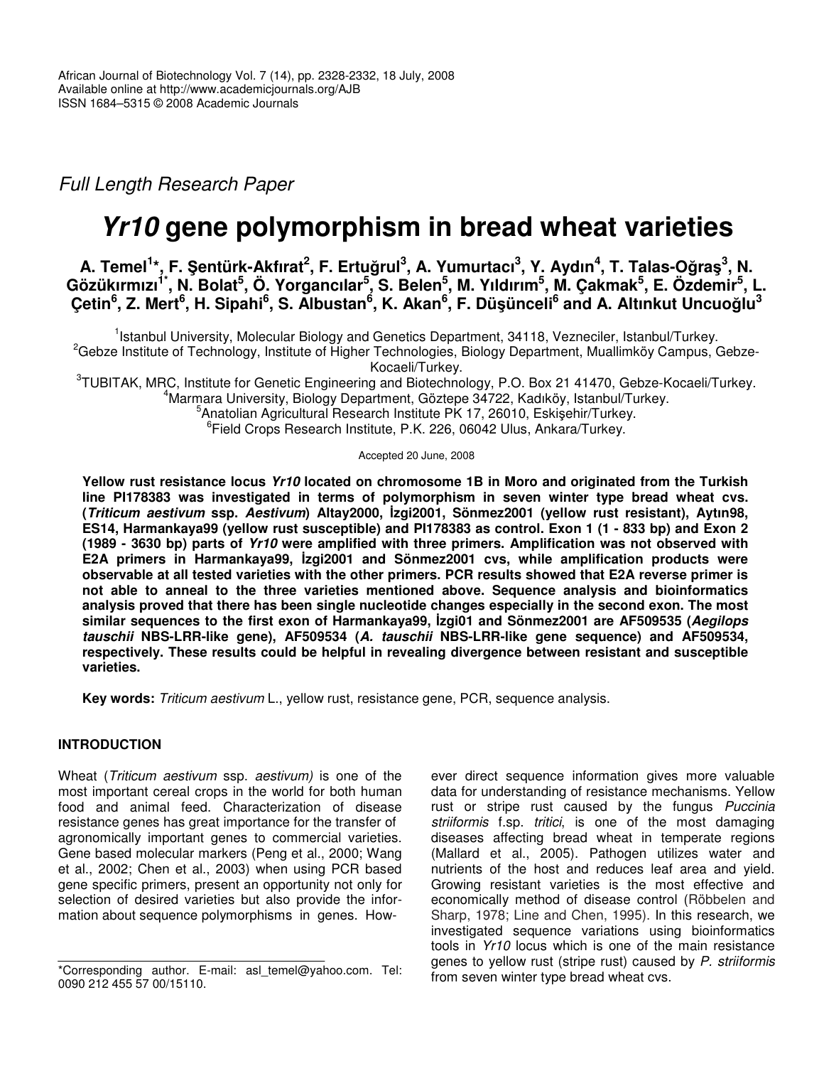African Journal of Biotechnology Vol. 7 (14), pp. 2328-2332, 18 July, 2008
Available online at http://www.academicjournals.org/AJB
ISSN 1684–5315 © 2008 Academic Journals

*Full Length Research Paper*

# *Yr10* gene polymorphism in bread wheat varieties

**A. Temel[1]\*, F. Şentürk-Akfırat[2], F. Ertuğrul[3], A. Yumurtacı[3], Y. Aydın[4], T. Talas-Oğraş[3], N. Gözükırmızı[1\*], N. Bolat[5], Ö. Yorgancılar[5], S. Belen[5], M. Yıldırım[5], M. Çakmak[5], E. Özdemir[5], L. Çetin[6], Z. Mert[6], H. Sipahi[6], S. Albustan[6], K. Akan[6], F. Düşünceli[6] and A. Altınkut Uncuoğlu[3]**

[1]Istanbul University, Molecular Biology and Genetics Department, 34118, Vezneciler, Istanbul/Turkey.
[2]Gebze Institute of Technology, Institute of Higher Technologies, Biology Department, Muallimköy Campus, Gebze-Kocaeli/Turkey.
[3]TUBITAK, MRC, Institute for Genetic Engineering and Biotechnology, P.O. Box 21 41470, Gebze-Kocaeli/Turkey.
[4]Marmara University, Biology Department, Göztepe 34722, Kadıköy, Istanbul/Turkey.
[5]Anatolian Agricultural Research Institute PK 17, 26010, Eskişehir/Turkey.
[6]Field Crops Research Institute, P.K. 226, 06042 Ulus, Ankara/Turkey.

Accepted 20 June, 2008

**Yellow rust resistance locus *Yr10* located on chromosome 1B in Moro and originated from the Turkish line PI178383 was investigated in terms of polymorphism in seven winter type bread wheat cvs. (*Triticum aestivum* ssp. *Aestivum*) Altay2000, İzgi2001, Sönmez2001 (yellow rust resistant), Aytın98, ES14, Harmankaya99 (yellow rust susceptible) and PI178383 as control. Exon 1 (1 - 833 bp) and Exon 2 (1989 - 3630 bp) parts of *Yr10* were amplified with three primers. Amplification was not observed with E2A primers in Harmankaya99, İzgi2001 and Sönmez2001 cvs, while amplification products were observable at all tested varieties with the other primers. PCR results showed that E2A reverse primer is not able to anneal to the three varieties mentioned above. Sequence analysis and bioinformatics analysis proved that there has been single nucleotide changes especially in the second exon. The most similar sequences to the first exon of Harmankaya99, İzgi01 and Sönmez2001 are AF509535 (*Aegilops tauschii* NBS-LRR-like gene), AF509534 (*A. tauschii* NBS-LRR-like gene sequence) and AF509534, respectively. These results could be helpful in revealing divergence between resistant and susceptible varieties.**

**Key words:** *Triticum aestivum* L., yellow rust, resistance gene, PCR, sequence analysis.

## INTRODUCTION

Wheat (*Triticum aestivum* ssp. *aestivum)* is one of the most important cereal crops in the world for both human food and animal feed. Characterization of disease resistance genes has great importance for the transfer of agronomically important genes to commercial varieties. Gene based molecular markers (Peng et al., 2000; Wang et al., 2002; Chen et al., 2003) when using PCR based gene specific primers, present an opportunity not only for selection of desired varieties but also provide the information about sequence polymorphisms in genes. However direct sequence information gives more valuable data for understanding of resistance mechanisms. Yellow rust or stripe rust caused by the fungus *Puccinia striiformis* f.sp. *tritici*, is one of the most damaging diseases affecting bread wheat in temperate regions (Mallard et al., 2005). Pathogen utilizes water and nutrients of the host and reduces leaf area and yield. Growing resistant varieties is the most effective and economically method of disease control (Röbbelen and Sharp, 1978; Line and Chen, 1995). In this research, we investigated sequence variations using bioinformatics tools in *Yr10* locus which is one of the main resistance genes to yellow rust (stripe rust) caused by *P. striiformis* from seven winter type bread wheat cvs.

\*Corresponding author. E-mail: asl_temel@yahoo.com. Tel: 0090 212 455 57 00/15110.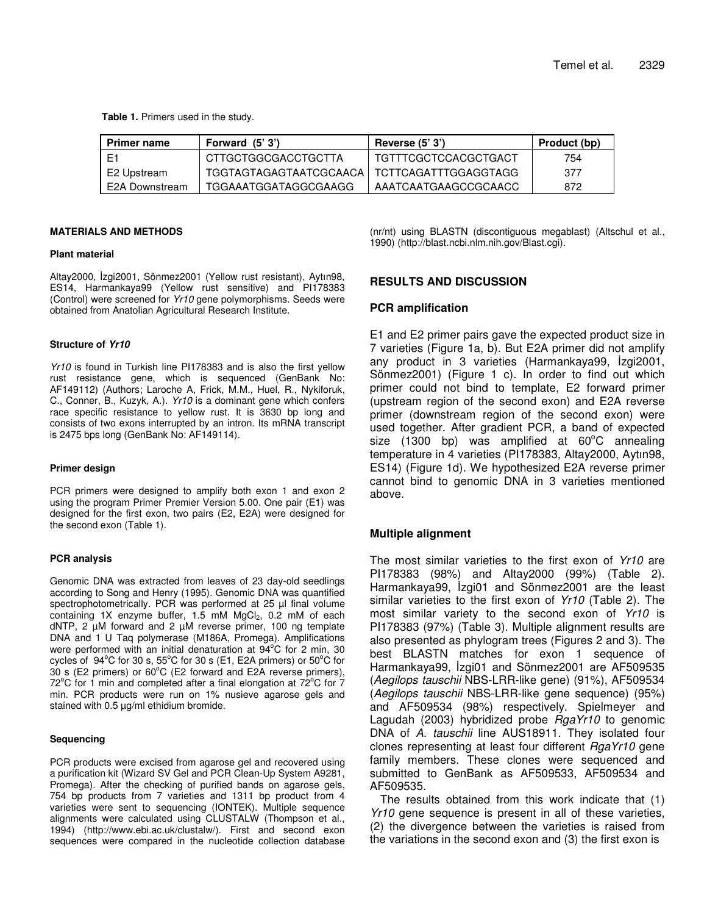**Table 1.** Primers used in the study.

| Primer name | Forward (5' 3') | Reverse (5' 3') | Product (bp) |
|---|---|---|---|
| E1 | CTTGCTGGCGACCTGCTTA | TGTTTCGCTCCACGCTGACT | 754 |
| E2 Upstream | TGGTAGTAGAGTAATCGCAACA | TCTTCAGATTTGGAGGTAGG | 377 |
| E2A Downstream | TGGAAATGGATAGGCGAAGG | AAATCAATGAAGCCGCAACC | 872 |

## MATERIALS AND METHODS

### Plant material

Altay2000, İzgi2001, Sönmez2001 (Yellow rust resistant), Aytın98, ES14, Harmankaya99 (Yellow rust sensitive) and PI178383 (Control) were screened for *Yr10* gene polymorphisms. Seeds were obtained from Anatolian Agricultural Research Institute.

### Structure of *Yr10*

*Yr10* is found in Turkish line PI178383 and is also the first yellow rust resistance gene, which is sequenced (GenBank No: AF149112) (Authors; Laroche A, Frick, M.M., Huel, R., Nykiforuk, C., Conner, B., Kuzyk, A.). *Yr10* is a dominant gene which confers race specific resistance to yellow rust. It is 3630 bp long and consists of two exons interrupted by an intron. Its mRNA transcript is 2475 bps long (GenBank No: AF149114).

### Primer design

PCR primers were designed to amplify both exon 1 and exon 2 using the program Primer Premier Version 5.00. One pair (E1) was designed for the first exon, two pairs (E2, E2A) were designed for the second exon (Table 1).

### PCR analysis

Genomic DNA was extracted from leaves of 23 day-old seedlings according to Song and Henry (1995). Genomic DNA was quantified spectrophotometrically. PCR was performed at 25 µl final volume containing 1X enzyme buffer, 1.5 mM $MgCl_2$, 0.2 mM of each dNTP, 2 µM forward and 2 µM reverse primer, 100 ng template DNA and 1 U Taq polymerase (M186A, Promega). Amplifications were performed with an initial denaturation at 94°C for 2 min, 30 cycles of 94°C for 30 s, 55°C for 30 s (E1, E2A primers) or 50°C for 30 s (E2 primers) or 60°C (E2 forward and E2A reverse primers), 72°C for 1 min and completed after a final elongation at 72°C for 7 min. PCR products were run on 1% nusieve agarose gels and stained with 0.5 µg/ml ethidium bromide.

### Sequencing

PCR products were excised from agarose gel and recovered using a purification kit (Wizard SV Gel and PCR Clean-Up System A9281, Promega). After the checking of purified bands on agarose gels, 754 bp products from 7 varieties and 1311 bp product from 4 varieties were sent to sequencing (IONTEK). Multiple sequence alignments were calculated using CLUSTALW (Thompson et al., 1994) (http://www.ebi.ac.uk/clustalw/). First and second exon sequences were compared in the nucleotide collection database (nr/nt) using BLASTN (discontiguous megablast) (Altschul et al., 1990) (http://blast.ncbi.nlm.nih.gov/Blast.cgi).

## RESULTS AND DISCUSSION

### PCR amplification

E1 and E2 primer pairs gave the expected product size in 7 varieties (Figure 1a, b). But E2A primer did not amplify any product in 3 varieties (Harmankaya99, İzgi2001, Sönmez2001) (Figure 1 c). In order to find out which primer could not bind to template, E2 forward primer (upstream region of the second exon) and E2A reverse primer (downstream region of the second exon) were used together. After gradient PCR, a band of expected size (1300 bp) was amplified at 60°C annealing temperature in 4 varieties (PI178383, Altay2000, Aytın98, ES14) (Figure 1d). We hypothesized E2A reverse primer cannot bind to genomic DNA in 3 varieties mentioned above.

### Multiple alignment

The most similar varieties to the first exon of *Yr10* are PI178383 (98%) and Altay2000 (99%) (Table 2). Harmankaya99, İzgi01 and Sönmez2001 are the least similar varieties to the first exon of *Yr10* (Table 2). The most similar variety to the second exon of *Yr10* is PI178383 (97%) (Table 3). Multiple alignment results are also presented as phylogram trees (Figures 2 and 3). The best BLASTN matches for exon 1 sequence of Harmankaya99, İzgi01 and Sönmez2001 are AF509535 (*Aegilops tauschii* NBS-LRR-like gene) (91%), AF509534 (*Aegilops tauschii* NBS-LRR-like gene sequence) (95%) and AF509534 (98%) respectively. Spielmeyer and Lagudah (2003) hybridized probe *RgaYr10* to genomic DNA of *A. tauschii* line AUS18911. They isolated four clones representing at least four different *RgaYr10* gene family members. These clones were sequenced and submitted to GenBank as AF509533, AF509534 and AF509535.

The results obtained from this work indicate that (1) *Yr10* gene sequence is present in all of these varieties, (2) the divergence between the varieties is raised from the variations in the second exon and (3) the first exon is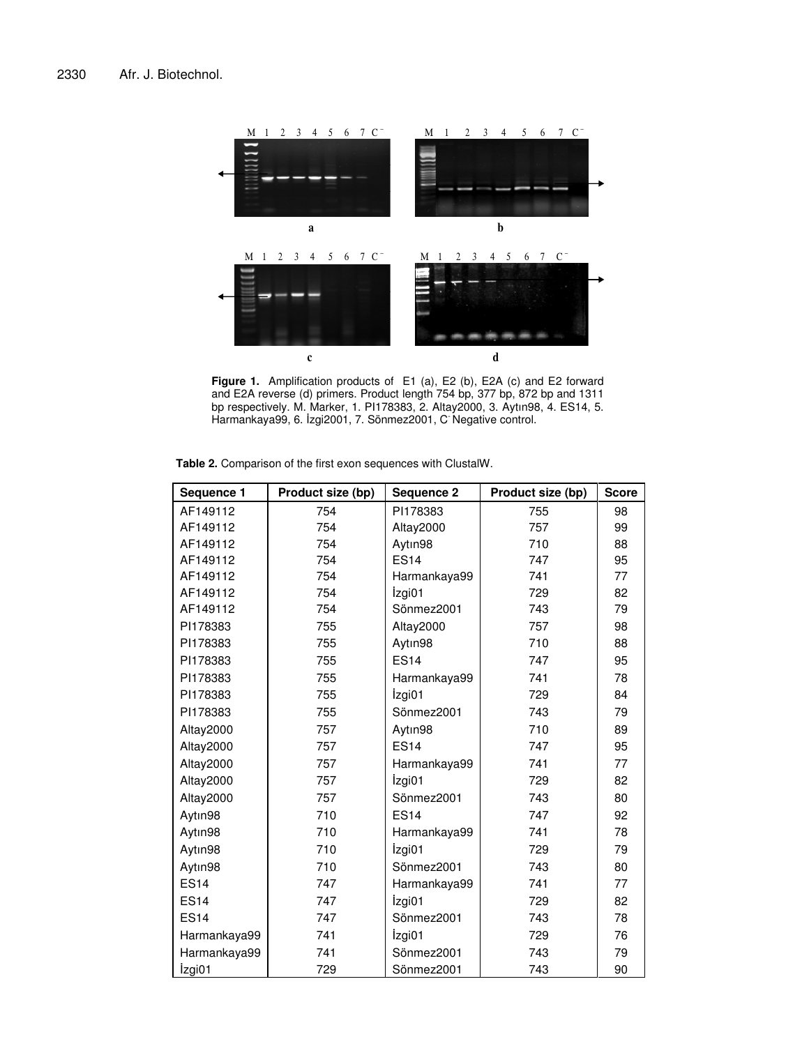**Figure 1.** Amplification products of E1 (a), E2 (b), E2A (c) and E2 forward and E2A reverse (d) primers. Product length 754 bp, 377 bp, 872 bp and 1311 bp respectively. M. Marker, 1. PI178383, 2. Altay2000, 3. Aytın98, 4. ES14, 5. Harmankaya99, 6. İzgi2001, 7. Sönmez2001, C- Negative control.

**Table 2.** Comparison of the first exon sequences with ClustalW.

| Sequence 1 | Product size (bp) | Sequence 2 | Product size (bp) | Score |
|---|---|---|---|---|
| AF149112 | 754 | PI178383 | 755 | 98 |
| AF149112 | 754 | Altay2000 | 757 | 99 |
| AF149112 | 754 | Aytın98 | 710 | 88 |
| AF149112 | 754 | ES14 | 747 | 95 |
| AF149112 | 754 | Harmankaya99 | 741 | 77 |
| AF149112 | 754 | İzgi01 | 729 | 82 |
| AF149112 | 754 | Sönmez2001 | 743 | 79 |
| PI178383 | 755 | Altay2000 | 757 | 98 |
| PI178383 | 755 | Aytın98 | 710 | 88 |
| PI178383 | 755 | ES14 | 747 | 95 |
| PI178383 | 755 | Harmankaya99 | 741 | 78 |
| PI178383 | 755 | İzgi01 | 729 | 84 |
| PI178383 | 755 | Sönmez2001 | 743 | 79 |
| Altay2000 | 757 | Aytın98 | 710 | 89 |
| Altay2000 | 757 | ES14 | 747 | 95 |
| Altay2000 | 757 | Harmankaya99 | 741 | 77 |
| Altay2000 | 757 | İzgi01 | 729 | 82 |
| Altay2000 | 757 | Sönmez2001 | 743 | 80 |
| Aytın98 | 710 | ES14 | 747 | 92 |
| Aytın98 | 710 | Harmankaya99 | 741 | 78 |
| Aytın98 | 710 | İzgi01 | 729 | 79 |
| Aytın98 | 710 | Sönmez2001 | 743 | 80 |
| ES14 | 747 | Harmankaya99 | 741 | 77 |
| ES14 | 747 | İzgi01 | 729 | 82 |
| ES14 | 747 | Sönmez2001 | 743 | 78 |
| Harmankaya99 | 741 | İzgi01 | 729 | 76 |
| Harmankaya99 | 741 | Sönmez2001 | 743 | 79 |
| İzgi01 | 729 | Sönmez2001 | 743 | 90 |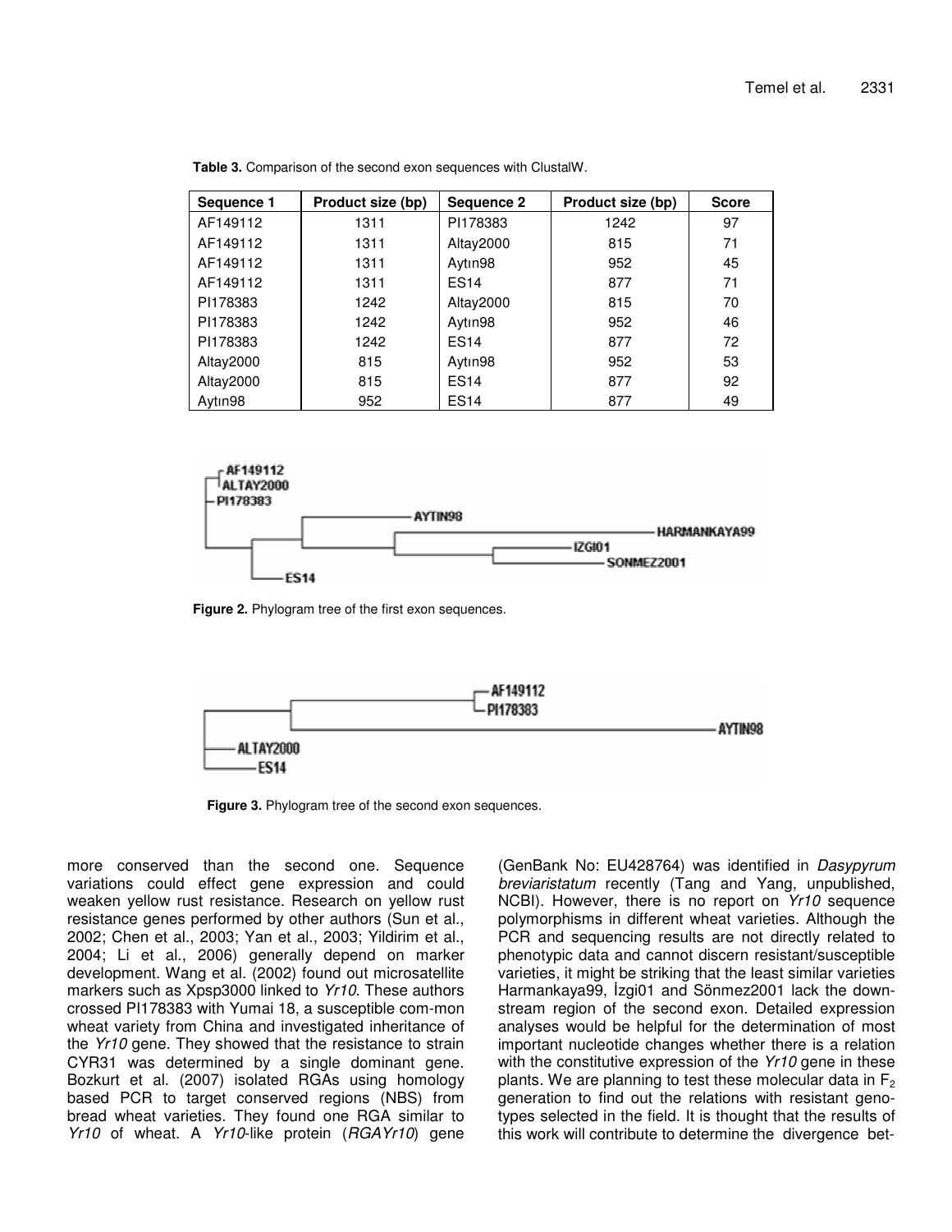**Table 3.** Comparison of the second exon sequences with ClustalW.

| Sequence 1 | Product size (bp) | Sequence 2 | Product size (bp) | Score |
|---|---|---|---|---|
| AF149112 | 1311 | PI178383 | 1242 | 97 |
| AF149112 | 1311 | Altay2000 | 815 | 71 |
| AF149112 | 1311 | Aytın98 | 952 | 45 |
| AF149112 | 1311 | ES14 | 877 | 71 |
| PI178383 | 1242 | Altay2000 | 815 | 70 |
| PI178383 | 1242 | Aytın98 | 952 | 46 |
| PI178383 | 1242 | ES14 | 877 | 72 |
| Altay2000 | 815 | Aytın98 | 952 | 53 |
| Altay2000 | 815 | ES14 | 877 | 92 |
| Aytın98 | 952 | ES14 | 877 | 49 |

**Figure 2.** Phylogram tree of the first exon sequences.

**Figure 3.** Phylogram tree of the second exon sequences.

more conserved than the second one. Sequence variations could effect gene expression and could weaken yellow rust resistance. Research on yellow rust resistance genes performed by other authors (Sun et al., 2002; Chen et al., 2003; Yan et al., 2003; Yildirim et al., 2004; Li et al., 2006) generally depend on marker development. Wang et al. (2002) found out microsatellite markers such as Xpsp3000 linked to *Yr10*. These authors crossed PI178383 with Yumai 18, a susceptible com-mon wheat variety from China and investigated inheritance of the *Yr10* gene. They showed that the resistance to strain CYR31 was determined by a single dominant gene. Bozkurt et al. (2007) isolated RGAs using homology based PCR to target conserved regions (NBS) from bread wheat varieties. They found one RGA similar to *Yr10* of wheat. A *Yr10*-like protein (*RGAYr10*) gene (GenBank No: EU428764) was identified in *Dasypyrum breviaristatum* recently (Tang and Yang, unpublished, NCBI). However, there is no report on *Yr10* sequence polymorphisms in different wheat varieties. Although the PCR and sequencing results are not directly related to phenotypic data and cannot discern resistant/susceptible varieties, it might be striking that the least similar varieties Harmankaya99, İzgi01 and Sönmez2001 lack the down-stream region of the second exon. Detailed expression analyses would be helpful for the determination of most important nucleotide changes whether there is a relation with the constitutive expression of the *Yr10* gene in these plants. We are planning to test these molecular data in $F_2$ generation to find out the relations with resistant geno-types selected in the field. It is thought that the results of this work will contribute to determine the divergence bet-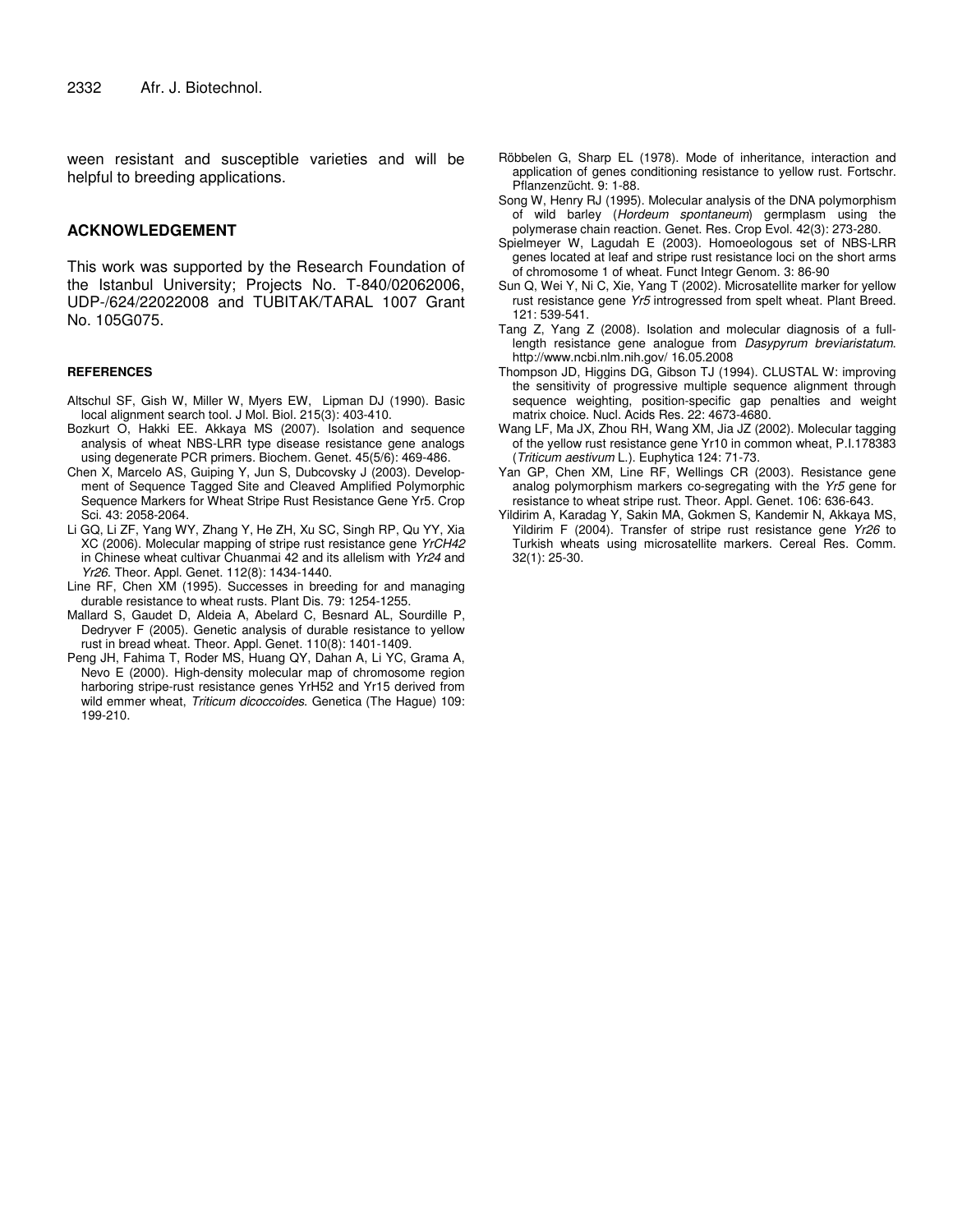ween resistant and susceptible varieties and will be helpful to breeding applications.

## ACKNOWLEDGEMENT

This work was supported by the Research Foundation of the Istanbul University; Projects No. T-840/02062006, UDP-/624/22022008 and TUBITAK/TARAL 1007 Grant No. 105G075.

## REFERENCES

Altschul SF, Gish W, Miller W, Myers EW, Lipman DJ (1990). Basic local alignment search tool. J Mol. Biol. 215(3): 403-410.

Bozkurt O, Hakki EE. Akkaya MS (2007). Isolation and sequence analysis of wheat NBS-LRR type disease resistance gene analogs using degenerate PCR primers. Biochem. Genet. 45(5/6): 469-486.

Chen X, Marcelo AS, Guiping Y, Jun S, Dubcovsky J (2003). Development of Sequence Tagged Site and Cleaved Amplified Polymorphic Sequence Markers for Wheat Stripe Rust Resistance Gene Yr5. Crop Sci. 43: 2058-2064.

Li GQ, Li ZF, Yang WY, Zhang Y, He ZH, Xu SC, Singh RP, Qu YY, Xia XC (2006). Molecular mapping of stripe rust resistance gene *YrCH42* in Chinese wheat cultivar Chuanmai 42 and its allelism with *Yr24* and *Yr26*. Theor. Appl. Genet. 112(8): 1434-1440.

Line RF, Chen XM (1995). Successes in breeding for and managing durable resistance to wheat rusts. Plant Dis. 79: 1254-1255.

Mallard S, Gaudet D, Aldeia A, Abelard C, Besnard AL, Sourdille P, Dedryver F (2005). Genetic analysis of durable resistance to yellow rust in bread wheat. Theor. Appl. Genet. 110(8): 1401-1409.

Peng JH, Fahima T, Roder MS, Huang QY, Dahan A, Li YC, Grama A, Nevo E (2000). High-density molecular map of chromosome region harboring stripe-rust resistance genes YrH52 and Yr15 derived from wild emmer wheat, *Triticum dicoccoides.* Genetica (The Hague) 109: 199-210.

Röbbelen G, Sharp EL (1978). Mode of inheritance, interaction and application of genes conditioning resistance to yellow rust. Fortschr. Pflanzenzücht. 9: 1-88.

Song W, Henry RJ (1995). Molecular analysis of the DNA polymorphism of wild barley (*Hordeum spontaneum*) germplasm using the polymerase chain reaction. Genet. Res. Crop Evol. 42(3): 273-280.

Spielmeyer W, Lagudah E (2003). Homoeologous set of NBS-LRR genes located at leaf and stripe rust resistance loci on the short arms of chromosome 1 of wheat. Funct Integr Genom. 3: 86-90

Sun Q, Wei Y, Ni C, Xie, Yang T (2002). Microsatellite marker for yellow rust resistance gene *Yr5* introgressed from spelt wheat. Plant Breed. 121: 539-541.

Tang Z, Yang Z (2008). Isolation and molecular diagnosis of a full-length resistance gene analogue from *Dasypyrum breviaristatum*. http://www.ncbi.nlm.nih.gov/ 16.05.2008

Thompson JD, Higgins DG, Gibson TJ (1994). CLUSTAL W: improving the sensitivity of progressive multiple sequence alignment through sequence weighting, position-specific gap penalties and weight matrix choice. Nucl. Acids Res. 22: 4673-4680.

Wang LF, Ma JX, Zhou RH, Wang XM, Jia JZ (2002). Molecular tagging of the yellow rust resistance gene Yr10 in common wheat, P.I.178383 (*Triticum aestivum* L.). Euphytica 124: 71-73.

Yan GP, Chen XM, Line RF, Wellings CR (2003). Resistance gene analog polymorphism markers co-segregating with the *Yr5* gene for resistance to wheat stripe rust. Theor. Appl. Genet. 106: 636-643.

Yildirim A, Karadag Y, Sakin MA, Gokmen S, Kandemir N, Akkaya MS, Yildirim F (2004). Transfer of stripe rust resistance gene *Yr26* to Turkish wheats using microsatellite markers. Cereal Res. Comm. 32(1): 25-30.